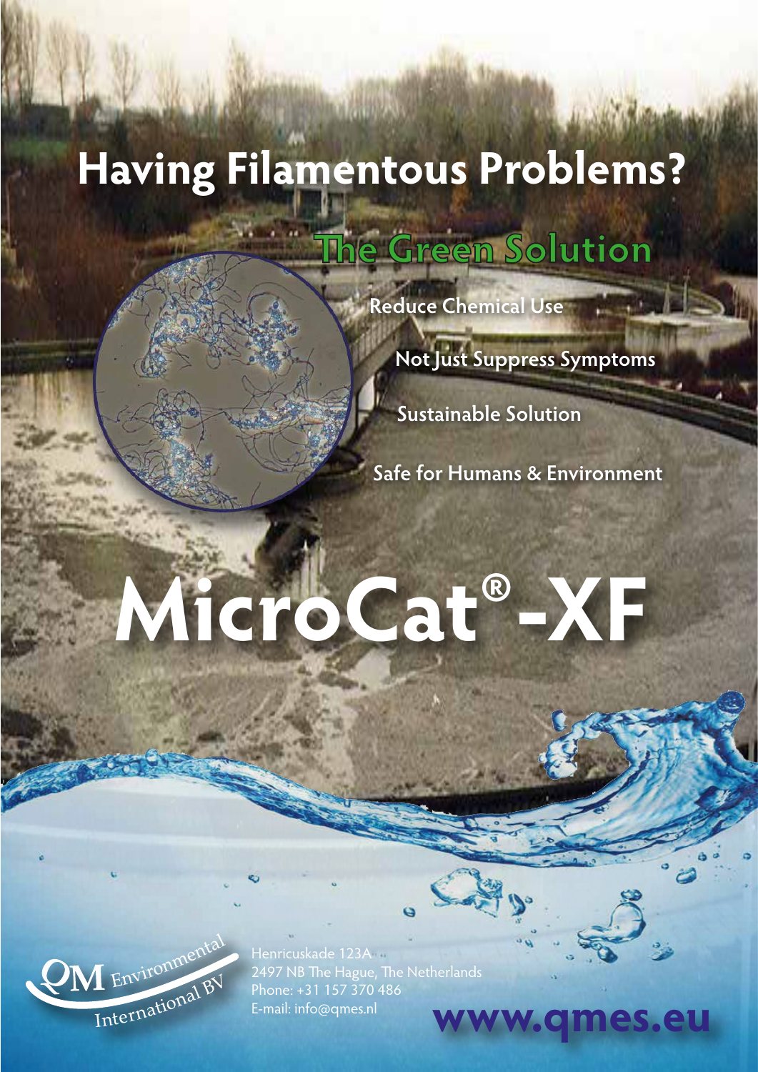# Having Filamentous Problems?

## The Green Solution

- Reduce Chemical Use
- Not Just Suppress Symptoms
- Sustainable Solution
- Safe for Humans & Environment

# MicroCat®-XF

QM Environmental International BV

Henricuskade 123A
2497 NB The Hague, The Netherlands
Phone: +31 157 370 486
E-mail: info@qmes.nl

**www.qmes.eu**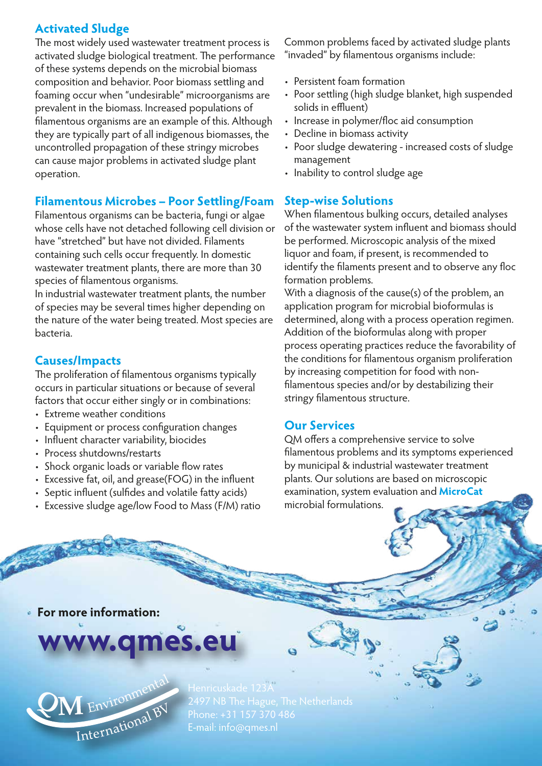## Activated Sludge

The most widely used wastewater treatment process is activated sludge biological treatment. The performance of these systems depends on the microbial biomass composition and behavior. Poor biomass settling and foaming occur when "undesirable" microorganisms are prevalent in the biomass. Increased populations of filamentous organisms are an example of this. Although they are typically part of all indigenous biomasses, the uncontrolled propagation of these stringy microbes can cause major problems in activated sludge plant operation.

## Filamentous Microbes – Poor Settling/Foam

Filamentous organisms can be bacteria, fungi or algae whose cells have not detached following cell division or have "stretched" but have not divided. Filaments containing such cells occur frequently. In domestic wastewater treatment plants, there are more than 30 species of filamentous organisms.

In industrial wastewater treatment plants, the number of species may be several times higher depending on the nature of the water being treated. Most species are bacteria.

## Causes/Impacts

The proliferation of filamentous organisms typically occurs in particular situations or because of several factors that occur either singly or in combinations:

- Extreme weather conditions
- Equipment or process configuration changes
- Influent character variability, biocides
- Process shutdowns/restarts
- Shock organic loads or variable flow rates
- Excessive fat, oil, and grease(FOG) in the influent
- Septic influent (sulfides and volatile fatty acids)
- Excessive sludge age/low Food to Mass (F/M) ratio

Common problems faced by activated sludge plants "invaded" by filamentous organisms include:

- Persistent foam formation
- Poor settling (high sludge blanket, high suspended solids in effluent)
- Increase in polymer/floc aid consumption
- Decline in biomass activity
- Poor sludge dewatering - increased costs of sludge management
- Inability to control sludge age

## Step-wise Solutions

When filamentous bulking occurs, detailed analyses of the wastewater system influent and biomass should be performed. Microscopic analysis of the mixed liquor and foam, if present, is recommended to identify the filaments present and to observe any floc formation problems.

With a diagnosis of the cause(s) of the problem, an application program for microbial bioformulas is determined, along with a process operation regimen. Addition of the bioformulas along with proper process operating practices reduce the favorability of the conditions for filamentous organism proliferation by increasing competition for food with non-filamentous species and/or by destabilizing their stringy filamentous structure.

## Our Services

QM offers a comprehensive service to solve filamentous problems and its symptoms experienced by municipal & industrial wastewater treatment plants. Our solutions are based on microscopic examination, system evaluation and **MicroCat** microbial formulations.

**For more information:**

# www.qmes.eu

QM Environmental International BV

Henricuskade 123A
2497 NB The Hague, The Netherlands
Phone: +31 157 370 486
E-mail: info@qmes.nl